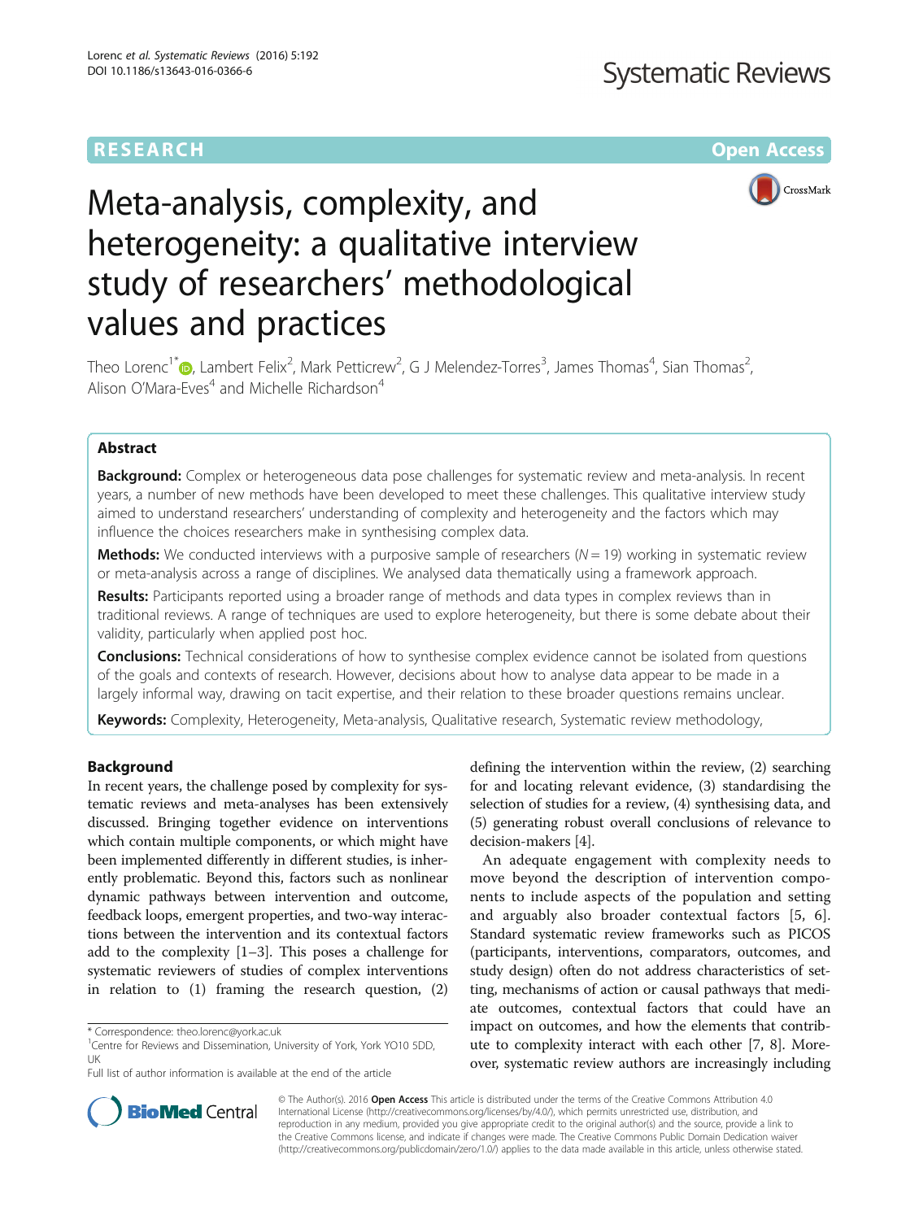# Meta-analysis, complexity, and heterogeneity: a qualitative interview study of researchers' methodological values and practices

RESEARCH Open Access

Theo Lorenc[1*], Lambert Felix[2], Mark Petticrew[2], G J Melendez-Torres[3], James Thomas[4], Sian Thomas[2], Alison O'Mara-Eves[4] and Michelle Richardson[4]

## Abstract

**Background:** Complex or heterogeneous data pose challenges for systematic review and meta-analysis. In recent years, a number of new methods have been developed to meet these challenges. This qualitative interview study aimed to understand researchers' understanding of complexity and heterogeneity and the factors which may influence the choices researchers make in synthesising complex data.

**Methods:** We conducted interviews with a purposive sample of researchers ($N = 19$) working in systematic review or meta-analysis across a range of disciplines. We analysed data thematically using a framework approach.

**Results:** Participants reported using a broader range of methods and data types in complex reviews than in traditional reviews. A range of techniques are used to explore heterogeneity, but there is some debate about their validity, particularly when applied post hoc.

**Conclusions:** Technical considerations of how to synthesise complex evidence cannot be isolated from questions of the goals and contexts of research. However, decisions about how to analyse data appear to be made in a largely informal way, drawing on tacit expertise, and their relation to these broader questions remains unclear.

**Keywords:** Complexity, Heterogeneity, Meta-analysis, Qualitative research, Systematic review methodology,

## Background

In recent years, the challenge posed by complexity for systematic reviews and meta-analyses has been extensively discussed. Bringing together evidence on interventions which contain multiple components, or which might have been implemented differently in different studies, is inherently problematic. Beyond this, factors such as nonlinear dynamic pathways between intervention and outcome, feedback loops, emergent properties, and two-way interactions between the intervention and its contextual factors add to the complexity [1–3]. This poses a challenge for systematic reviewers of studies of complex interventions in relation to (1) framing the research question, (2) defining the intervention within the review, (3) searching for and locating relevant evidence, (3) standardising the selection of studies for a review, (4) synthesising data, and (5) generating robust overall conclusions of relevance to decision-makers [4].

An adequate engagement with complexity needs to move beyond the description of intervention components to include aspects of the population and setting and arguably also broader contextual factors [5, 6]. Standard systematic review frameworks such as PICOS (participants, interventions, comparators, outcomes, and study design) often do not address characteristics of setting, mechanisms of action or causal pathways that mediate outcomes, contextual factors that could have an impact on outcomes, and how the elements that contribute to complexity interact with each other [7, 8]. Moreover, systematic review authors are increasingly including

* Correspondence: theo.lorenc@york.ac.uk
[1]Centre for Reviews and Dissemination, University of York, York YO10 5DD, UK
Full list of author information is available at the end of the article

© The Author(s). 2016 **Open Access** This article is distributed under the terms of the Creative Commons Attribution 4.0 International License (http://creativecommons.org/licenses/by/4.0/), which permits unrestricted use, distribution, and reproduction in any medium, provided you give appropriate credit to the original author(s) and the source, provide a link to the Creative Commons license, and indicate if changes were made. The Creative Commons Public Domain Dedication waiver (http://creativecommons.org/publicdomain/zero/1.0/) applies to the data made available in this article, unless otherwise stated.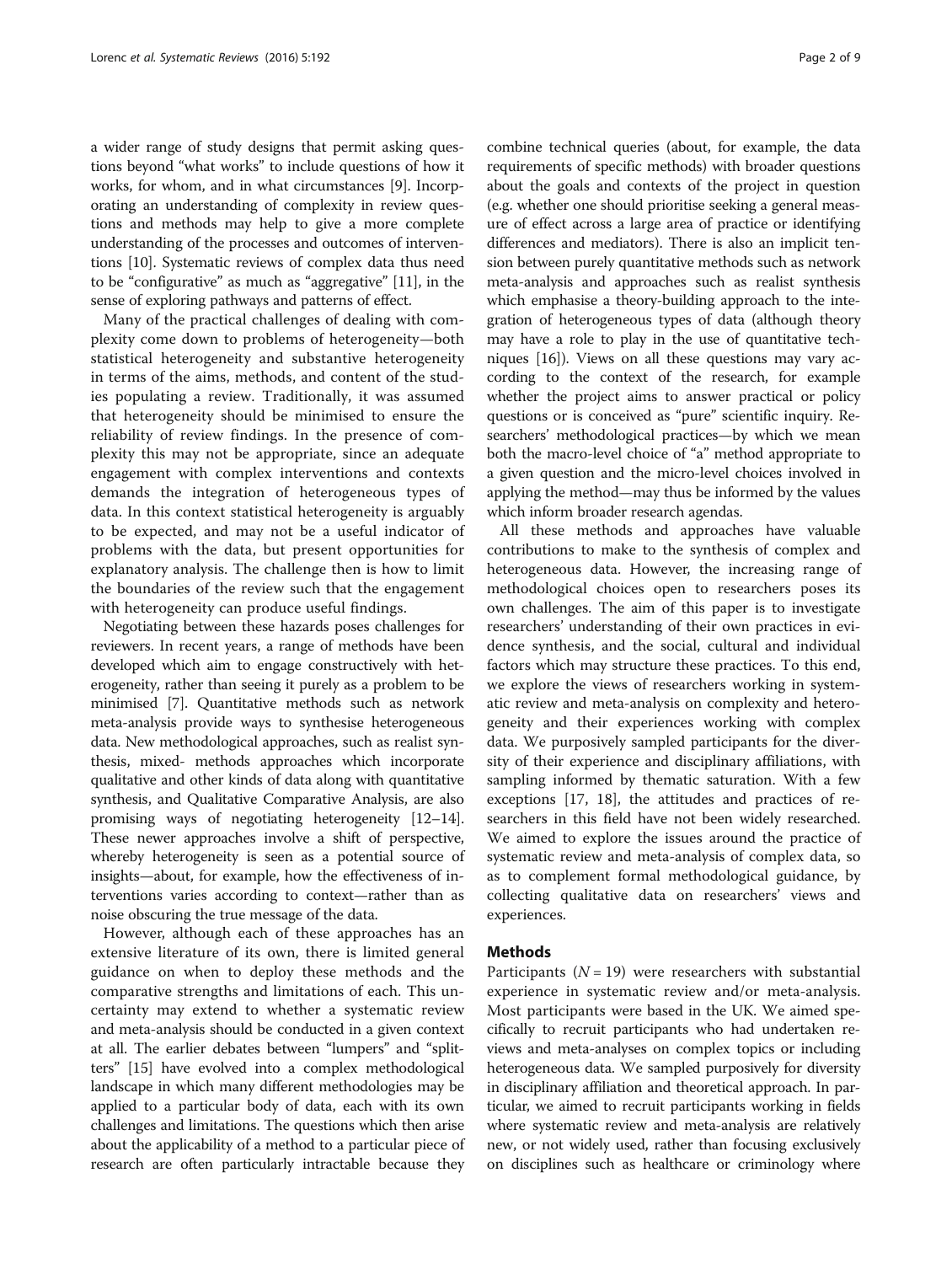a wider range of study designs that permit asking questions beyond "what works" to include questions of how it works, for whom, and in what circumstances [9]. Incorporating an understanding of complexity in review questions and methods may help to give a more complete understanding of the processes and outcomes of interventions [10]. Systematic reviews of complex data thus need to be "configurative" as much as "aggregative" [11], in the sense of exploring pathways and patterns of effect.

Many of the practical challenges of dealing with complexity come down to problems of heterogeneity—both statistical heterogeneity and substantive heterogeneity in terms of the aims, methods, and content of the studies populating a review. Traditionally, it was assumed that heterogeneity should be minimised to ensure the reliability of review findings. In the presence of complexity this may not be appropriate, since an adequate engagement with complex interventions and contexts demands the integration of heterogeneous types of data. In this context statistical heterogeneity is arguably to be expected, and may not be a useful indicator of problems with the data, but present opportunities for explanatory analysis. The challenge then is how to limit the boundaries of the review such that the engagement with heterogeneity can produce useful findings.

Negotiating between these hazards poses challenges for reviewers. In recent years, a range of methods have been developed which aim to engage constructively with heterogeneity, rather than seeing it purely as a problem to be minimised [7]. Quantitative methods such as network meta-analysis provide ways to synthesise heterogeneous data. New methodological approaches, such as realist synthesis, mixed- methods approaches which incorporate qualitative and other kinds of data along with quantitative synthesis, and Qualitative Comparative Analysis, are also promising ways of negotiating heterogeneity [12–14]. These newer approaches involve a shift of perspective, whereby heterogeneity is seen as a potential source of insights—about, for example, how the effectiveness of interventions varies according to context—rather than as noise obscuring the true message of the data.

However, although each of these approaches has an extensive literature of its own, there is limited general guidance on when to deploy these methods and the comparative strengths and limitations of each. This uncertainty may extend to whether a systematic review and meta-analysis should be conducted in a given context at all. The earlier debates between "lumpers" and "splitters" [15] have evolved into a complex methodological landscape in which many different methodologies may be applied to a particular body of data, each with its own challenges and limitations. The questions which then arise about the applicability of a method to a particular piece of research are often particularly intractable because they combine technical queries (about, for example, the data requirements of specific methods) with broader questions about the goals and contexts of the project in question (e.g. whether one should prioritise seeking a general measure of effect across a large area of practice or identifying differences and mediators). There is also an implicit tension between purely quantitative methods such as network meta-analysis and approaches such as realist synthesis which emphasise a theory-building approach to the integration of heterogeneous types of data (although theory may have a role to play in the use of quantitative techniques [16]). Views on all these questions may vary according to the context of the research, for example whether the project aims to answer practical or policy questions or is conceived as "pure" scientific inquiry. Researchers' methodological practices—by which we mean both the macro-level choice of "a" method appropriate to a given question and the micro-level choices involved in applying the method—may thus be informed by the values which inform broader research agendas.

All these methods and approaches have valuable contributions to make to the synthesis of complex and heterogeneous data. However, the increasing range of methodological choices open to researchers poses its own challenges. The aim of this paper is to investigate researchers' understanding of their own practices in evidence synthesis, and the social, cultural and individual factors which may structure these practices. To this end, we explore the views of researchers working in systematic review and meta-analysis on complexity and heterogeneity and their experiences working with complex data. We purposively sampled participants for the diversity of their experience and disciplinary affiliations, with sampling informed by thematic saturation. With a few exceptions [17, 18], the attitudes and practices of researchers in this field have not been widely researched. We aimed to explore the issues around the practice of systematic review and meta-analysis of complex data, so as to complement formal methodological guidance, by collecting qualitative data on researchers' views and experiences.

## Methods

Participants ($N = 19$) were researchers with substantial experience in systematic review and/or meta-analysis. Most participants were based in the UK. We aimed specifically to recruit participants who had undertaken reviews and meta-analyses on complex topics or including heterogeneous data. We sampled purposively for diversity in disciplinary affiliation and theoretical approach. In particular, we aimed to recruit participants working in fields where systematic review and meta-analysis are relatively new, or not widely used, rather than focusing exclusively on disciplines such as healthcare or criminology where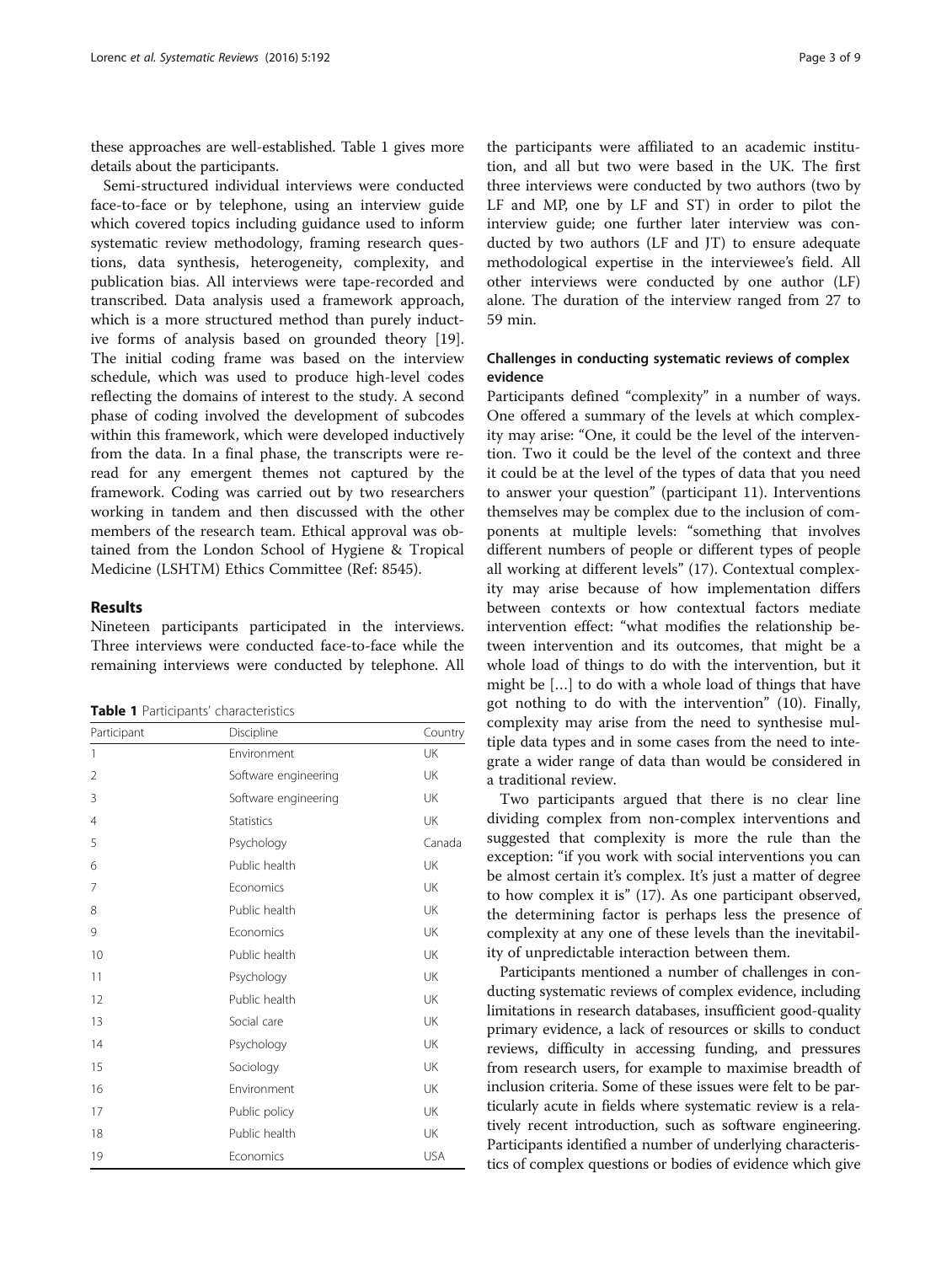these approaches are well-established. Table 1 gives more details about the participants.

Semi-structured individual interviews were conducted face-to-face or by telephone, using an interview guide which covered topics including guidance used to inform systematic review methodology, framing research questions, data synthesis, heterogeneity, complexity, and publication bias. All interviews were tape-recorded and transcribed. Data analysis used a framework approach, which is a more structured method than purely inductive forms of analysis based on grounded theory [19]. The initial coding frame was based on the interview schedule, which was used to produce high-level codes reflecting the domains of interest to the study. A second phase of coding involved the development of subcodes within this framework, which were developed inductively from the data. In a final phase, the transcripts were reread for any emergent themes not captured by the framework. Coding was carried out by two researchers working in tandem and then discussed with the other members of the research team. Ethical approval was obtained from the London School of Hygiene & Tropical Medicine (LSHTM) Ethics Committee (Ref: 8545).

## Results

Nineteen participants participated in the interviews. Three interviews were conducted face-to-face while the remaining interviews were conducted by telephone. All the participants were affiliated to an academic institution, and all but two were based in the UK. The first three interviews were conducted by two authors (two by LF and MP, one by LF and ST) in order to pilot the interview guide; one further later interview was conducted by two authors (LF and JT) to ensure adequate methodological expertise in the interviewee's field. All other interviews were conducted by one author (LF) alone. The duration of the interview ranged from 27 to 59 min.

**Table 1** Participants' characteristics

| Participant | Discipline | Country |
|---|---|---|
| 1 | Environment | UK |
| 2 | Software engineering | UK |
| 3 | Software engineering | UK |
| 4 | Statistics | UK |
| 5 | Psychology | Canada |
| 6 | Public health | UK |
| 7 | Economics | UK |
| 8 | Public health | UK |
| 9 | Economics | UK |
| 10 | Public health | UK |
| 11 | Psychology | UK |
| 12 | Public health | UK |
| 13 | Social care | UK |
| 14 | Psychology | UK |
| 15 | Sociology | UK |
| 16 | Environment | UK |
| 17 | Public policy | UK |
| 18 | Public health | UK |
| 19 | Economics | USA |

### Challenges in conducting systematic reviews of complex evidence

Participants defined "complexity" in a number of ways. One offered a summary of the levels at which complexity may arise: "One, it could be the level of the intervention. Two it could be the level of the context and three it could be at the level of the types of data that you need to answer your question" (participant 11). Interventions themselves may be complex due to the inclusion of components at multiple levels: "something that involves different numbers of people or different types of people all working at different levels" (17). Contextual complexity may arise because of how implementation differs between contexts or how contextual factors mediate intervention effect: "what modifies the relationship between intervention and its outcomes, that might be a whole load of things to do with the intervention, but it might be […] to do with a whole load of things that have got nothing to do with the intervention" (10). Finally, complexity may arise from the need to synthesise multiple data types and in some cases from the need to integrate a wider range of data than would be considered in a traditional review.

Two participants argued that there is no clear line dividing complex from non-complex interventions and suggested that complexity is more the rule than the exception: "if you work with social interventions you can be almost certain it's complex. It's just a matter of degree to how complex it is" (17). As one participant observed, the determining factor is perhaps less the presence of complexity at any one of these levels than the inevitability of unpredictable interaction between them.

Participants mentioned a number of challenges in conducting systematic reviews of complex evidence, including limitations in research databases, insufficient good-quality primary evidence, a lack of resources or skills to conduct reviews, difficulty in accessing funding, and pressures from research users, for example to maximise breadth of inclusion criteria. Some of these issues were felt to be particularly acute in fields where systematic review is a relatively recent introduction, such as software engineering. Participants identified a number of underlying characteristics of complex questions or bodies of evidence which give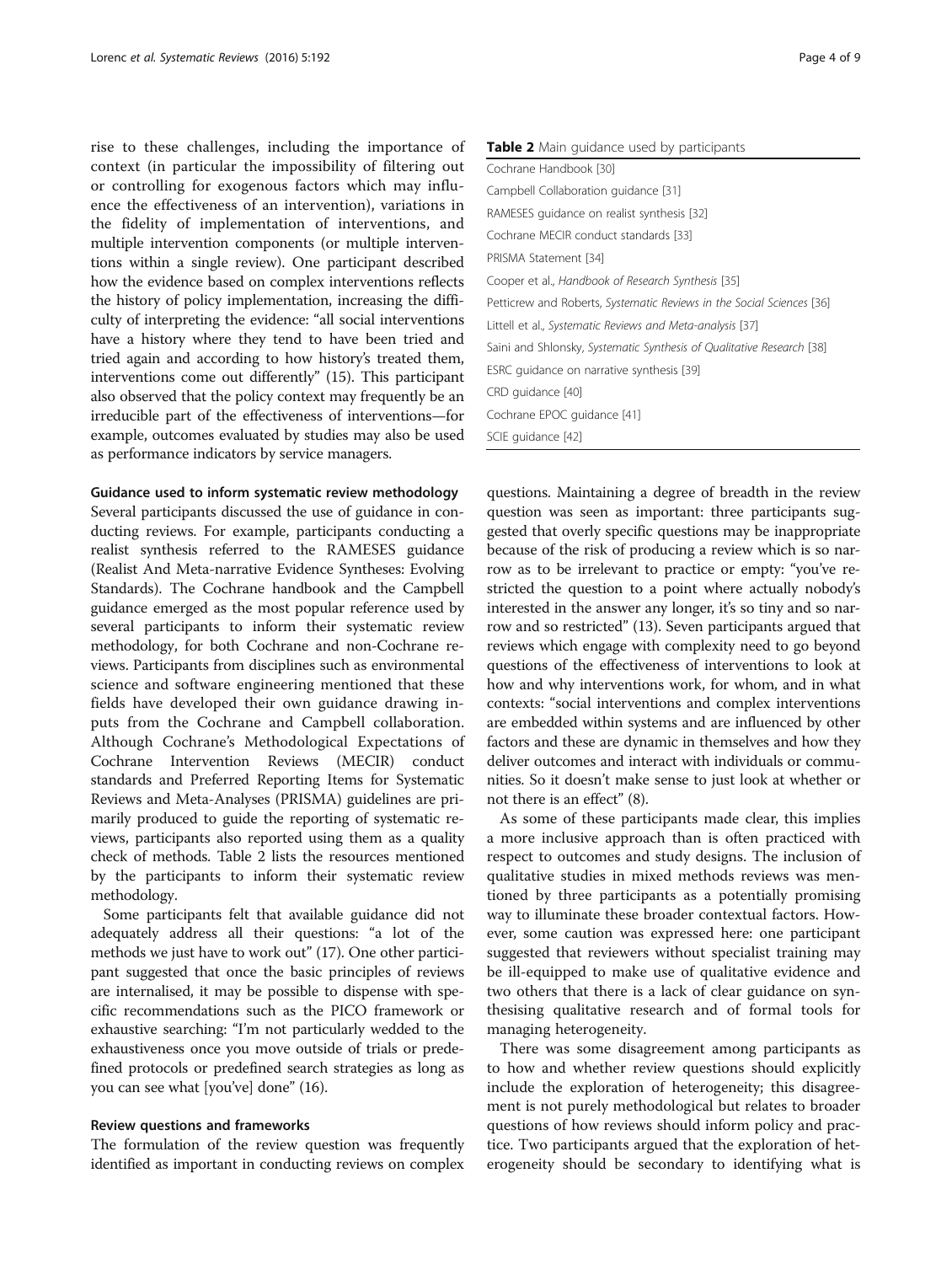rise to these challenges, including the importance of context (in particular the impossibility of filtering out or controlling for exogenous factors which may influence the effectiveness of an intervention), variations in the fidelity of implementation of interventions, and multiple intervention components (or multiple interventions within a single review). One participant described how the evidence based on complex interventions reflects the history of policy implementation, increasing the difficulty of interpreting the evidence: "all social interventions have a history where they tend to have been tried and tried again and according to how history's treated them, interventions come out differently" (15). This participant also observed that the policy context may frequently be an irreducible part of the effectiveness of interventions—for example, outcomes evaluated by studies may also be used as performance indicators by service managers.

#### Guidance used to inform systematic review methodology

Several participants discussed the use of guidance in conducting reviews. For example, participants conducting a realist synthesis referred to the RAMESES guidance (Realist And Meta-narrative Evidence Syntheses: Evolving Standards). The Cochrane handbook and the Campbell guidance emerged as the most popular reference used by several participants to inform their systematic review methodology, for both Cochrane and non-Cochrane reviews. Participants from disciplines such as environmental science and software engineering mentioned that these fields have developed their own guidance drawing inputs from the Cochrane and Campbell collaboration. Although Cochrane's Methodological Expectations of Cochrane Intervention Reviews (MECIR) conduct standards and Preferred Reporting Items for Systematic Reviews and Meta-Analyses (PRISMA) guidelines are primarily produced to guide the reporting of systematic reviews, participants also reported using them as a quality check of methods. Table 2 lists the resources mentioned by the participants to inform their systematic review methodology.

**Table 2** Main guidance used by participants

| |
|---|
| Cochrane Handbook [30] |
| Campbell Collaboration guidance [31] |
| RAMESES guidance on realist synthesis [32] |
| Cochrane MECIR conduct standards [33] |
| PRISMA Statement [34] |
| Cooper et al., *Handbook of Research Synthesis* [35] |
| Petticrew and Roberts, *Systematic Reviews in the Social Sciences* [36] |
| Littell et al., *Systematic Reviews and Meta-analysis* [37] |
| Saini and Shlonsky, *Systematic Synthesis of Qualitative Research* [38] |
| ESRC guidance on narrative synthesis [39] |
| CRD guidance [40] |
| Cochrane EPOC guidance [41] |
| SCIE guidance [42] |

Some participants felt that available guidance did not adequately address all their questions: "a lot of the methods we just have to work out" (17). One other participant suggested that once the basic principles of reviews are internalised, it may be possible to dispense with specific recommendations such as the PICO framework or exhaustive searching: "I'm not particularly wedded to the exhaustiveness once you move outside of trials or predefined protocols or predefined search strategies as long as you can see what [you've] done" (16).

#### Review questions and frameworks

The formulation of the review question was frequently identified as important in conducting reviews on complex questions. Maintaining a degree of breadth in the review question was seen as important: three participants suggested that overly specific questions may be inappropriate because of the risk of producing a review which is so narrow as to be irrelevant to practice or empty: "you've restricted the question to a point where actually nobody's interested in the answer any longer, it's so tiny and so narrow and so restricted" (13). Seven participants argued that reviews which engage with complexity need to go beyond questions of the effectiveness of interventions to look at how and why interventions work, for whom, and in what contexts: "social interventions and complex interventions are embedded within systems and are influenced by other factors and these are dynamic in themselves and how they deliver outcomes and interact with individuals or communities. So it doesn't make sense to just look at whether or not there is an effect" (8).

As some of these participants made clear, this implies a more inclusive approach than is often practiced with respect to outcomes and study designs. The inclusion of qualitative studies in mixed methods reviews was mentioned by three participants as a potentially promising way to illuminate these broader contextual factors. However, some caution was expressed here: one participant suggested that reviewers without specialist training may be ill-equipped to make use of qualitative evidence and two others that there is a lack of clear guidance on synthesising qualitative research and of formal tools for managing heterogeneity.

There was some disagreement among participants as to how and whether review questions should explicitly include the exploration of heterogeneity; this disagreement is not purely methodological but relates to broader questions of how reviews should inform policy and practice. Two participants argued that the exploration of heterogeneity should be secondary to identifying what is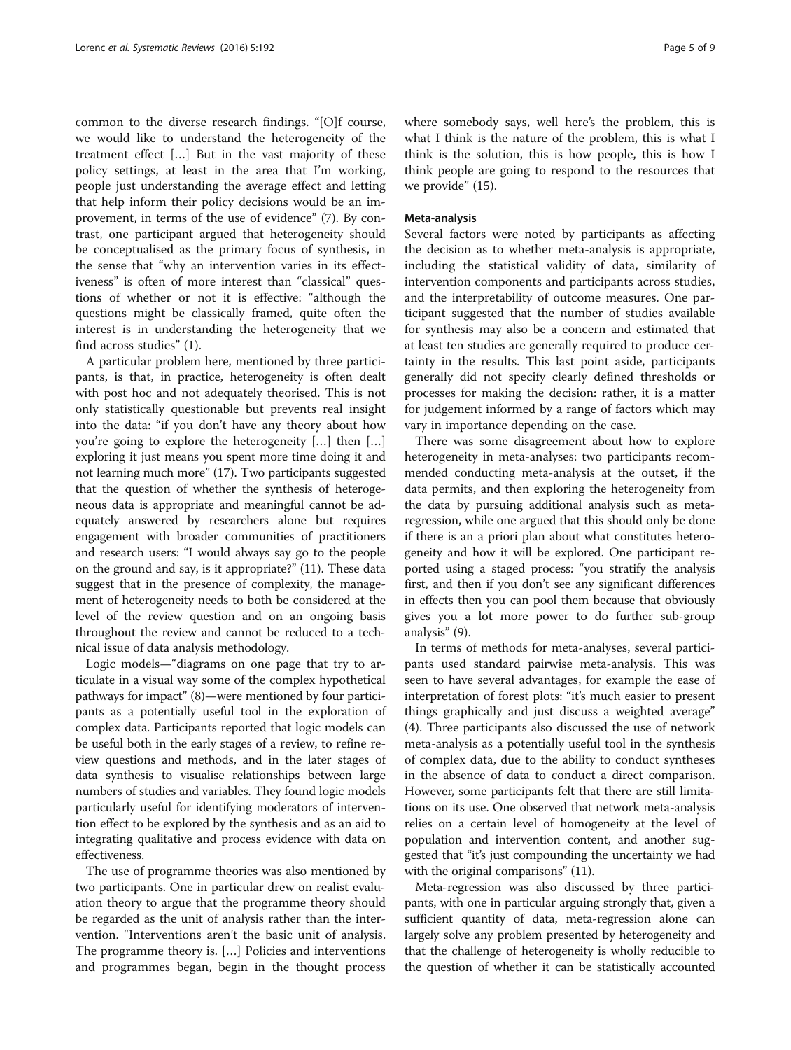common to the diverse research findings. "[O]f course, we would like to understand the heterogeneity of the treatment effect […] But in the vast majority of these policy settings, at least in the area that I'm working, people just understanding the average effect and letting that help inform their policy decisions would be an improvement, in terms of the use of evidence" (7). By contrast, one participant argued that heterogeneity should be conceptualised as the primary focus of synthesis, in the sense that "why an intervention varies in its effectiveness" is often of more interest than "classical" questions of whether or not it is effective: "although the questions might be classically framed, quite often the interest is in understanding the heterogeneity that we find across studies" (1).

A particular problem here, mentioned by three participants, is that, in practice, heterogeneity is often dealt with post hoc and not adequately theorised. This is not only statistically questionable but prevents real insight into the data: "if you don't have any theory about how you're going to explore the heterogeneity […] then […] exploring it just means you spent more time doing it and not learning much more" (17). Two participants suggested that the question of whether the synthesis of heterogeneous data is appropriate and meaningful cannot be adequately answered by researchers alone but requires engagement with broader communities of practitioners and research users: "I would always say go to the people on the ground and say, is it appropriate?" (11). These data suggest that in the presence of complexity, the management of heterogeneity needs to both be considered at the level of the review question and on an ongoing basis throughout the review and cannot be reduced to a technical issue of data analysis methodology.

Logic models—"diagrams on one page that try to articulate in a visual way some of the complex hypothetical pathways for impact" (8)—were mentioned by four participants as a potentially useful tool in the exploration of complex data. Participants reported that logic models can be useful both in the early stages of a review, to refine review questions and methods, and in the later stages of data synthesis to visualise relationships between large numbers of studies and variables. They found logic models particularly useful for identifying moderators of intervention effect to be explored by the synthesis and as an aid to integrating qualitative and process evidence with data on effectiveness.

The use of programme theories was also mentioned by two participants. One in particular drew on realist evaluation theory to argue that the programme theory should be regarded as the unit of analysis rather than the intervention. "Interventions aren't the basic unit of analysis. The programme theory is. […] Policies and interventions and programmes began, begin in the thought process where somebody says, well here's the problem, this is what I think is the nature of the problem, this is what I think is the solution, this is how people, this is how I think people are going to respond to the resources that we provide" (15).

#### Meta-analysis

Several factors were noted by participants as affecting the decision as to whether meta-analysis is appropriate, including the statistical validity of data, similarity of intervention components and participants across studies, and the interpretability of outcome measures. One participant suggested that the number of studies available for synthesis may also be a concern and estimated that at least ten studies are generally required to produce certainty in the results. This last point aside, participants generally did not specify clearly defined thresholds or processes for making the decision: rather, it is a matter for judgement informed by a range of factors which may vary in importance depending on the case.

There was some disagreement about how to explore heterogeneity in meta-analyses: two participants recommended conducting meta-analysis at the outset, if the data permits, and then exploring the heterogeneity from the data by pursuing additional analysis such as meta-regression, while one argued that this should only be done if there is an a priori plan about what constitutes heterogeneity and how it will be explored. One participant reported using a staged process: "you stratify the analysis first, and then if you don't see any significant differences in effects then you can pool them because that obviously gives you a lot more power to do further sub-group analysis" (9).

In terms of methods for meta-analyses, several participants used standard pairwise meta-analysis. This was seen to have several advantages, for example the ease of interpretation of forest plots: "it's much easier to present things graphically and just discuss a weighted average" (4). Three participants also discussed the use of network meta-analysis as a potentially useful tool in the synthesis of complex data, due to the ability to conduct syntheses in the absence of data to conduct a direct comparison. However, some participants felt that there are still limitations on its use. One observed that network meta-analysis relies on a certain level of homogeneity at the level of population and intervention content, and another suggested that "it's just compounding the uncertainty we had with the original comparisons" (11).

Meta-regression was also discussed by three participants, with one in particular arguing strongly that, given a sufficient quantity of data, meta-regression alone can largely solve any problem presented by heterogeneity and that the challenge of heterogeneity is wholly reducible to the question of whether it can be statistically accounted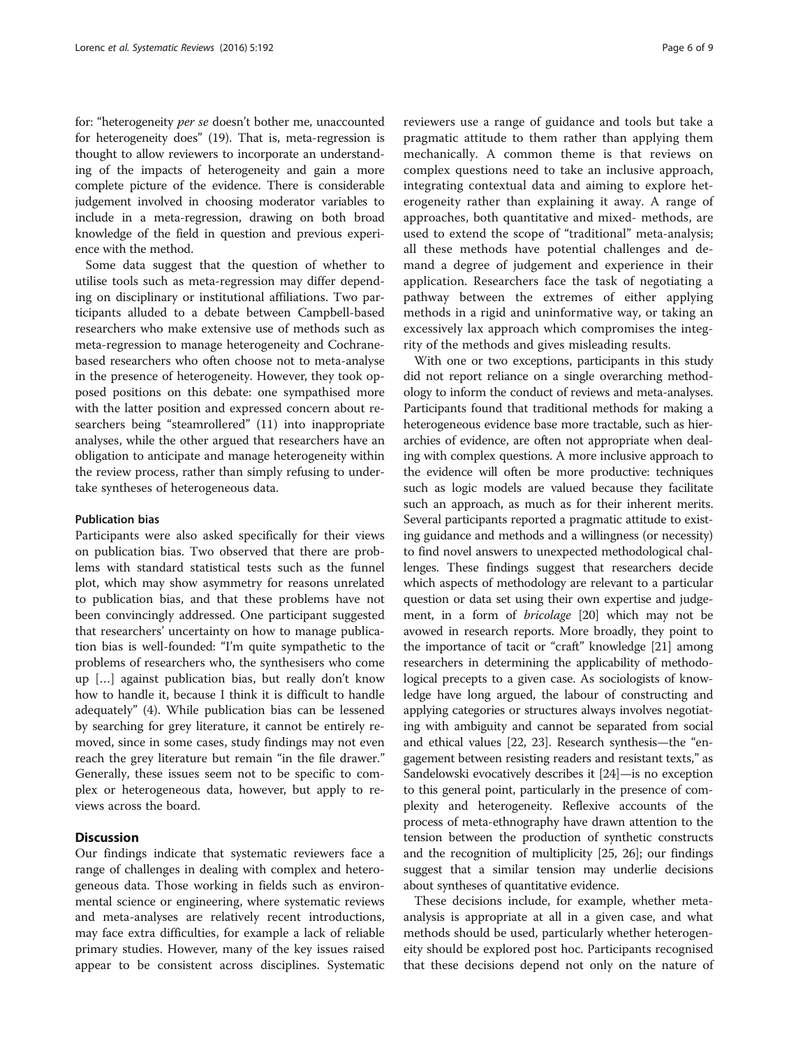for: "heterogeneity *per se* doesn't bother me, unaccounted for heterogeneity does" (19). That is, meta-regression is thought to allow reviewers to incorporate an understanding of the impacts of heterogeneity and gain a more complete picture of the evidence. There is considerable judgement involved in choosing moderator variables to include in a meta-regression, drawing on both broad knowledge of the field in question and previous experience with the method.

Some data suggest that the question of whether to utilise tools such as meta-regression may differ depending on disciplinary or institutional affiliations. Two participants alluded to a debate between Campbell-based researchers who make extensive use of methods such as meta-regression to manage heterogeneity and Cochrane-based researchers who often choose not to meta-analyse in the presence of heterogeneity. However, they took opposed positions on this debate: one sympathised more with the latter position and expressed concern about researchers being "steamrollered" (11) into inappropriate analyses, while the other argued that researchers have an obligation to anticipate and manage heterogeneity within the review process, rather than simply refusing to undertake syntheses of heterogeneous data.

#### Publication bias

Participants were also asked specifically for their views on publication bias. Two observed that there are problems with standard statistical tests such as the funnel plot, which may show asymmetry for reasons unrelated to publication bias, and that these problems have not been convincingly addressed. One participant suggested that researchers' uncertainty on how to manage publication bias is well-founded: "I'm quite sympathetic to the problems of researchers who, the synthesisers who come up […] against publication bias, but really don't know how to handle it, because I think it is difficult to handle adequately" (4). While publication bias can be lessened by searching for grey literature, it cannot be entirely removed, since in some cases, study findings may not even reach the grey literature but remain "in the file drawer." Generally, these issues seem not to be specific to complex or heterogeneous data, however, but apply to reviews across the board.

## Discussion

Our findings indicate that systematic reviewers face a range of challenges in dealing with complex and heterogeneous data. Those working in fields such as environmental science or engineering, where systematic reviews and meta-analyses are relatively recent introductions, may face extra difficulties, for example a lack of reliable primary studies. However, many of the key issues raised appear to be consistent across disciplines. Systematic reviewers use a range of guidance and tools but take a pragmatic attitude to them rather than applying them mechanically. A common theme is that reviews on complex questions need to take an inclusive approach, integrating contextual data and aiming to explore heterogeneity rather than explaining it away. A range of approaches, both quantitative and mixed- methods, are used to extend the scope of "traditional" meta-analysis; all these methods have potential challenges and demand a degree of judgement and experience in their application. Researchers face the task of negotiating a pathway between the extremes of either applying methods in a rigid and uninformative way, or taking an excessively lax approach which compromises the integrity of the methods and gives misleading results.

With one or two exceptions, participants in this study did not report reliance on a single overarching methodology to inform the conduct of reviews and meta-analyses. Participants found that traditional methods for making a heterogeneous evidence base more tractable, such as hierarchies of evidence, are often not appropriate when dealing with complex questions. A more inclusive approach to the evidence will often be more productive: techniques such as logic models are valued because they facilitate such an approach, as much as for their inherent merits. Several participants reported a pragmatic attitude to existing guidance and methods and a willingness (or necessity) to find novel answers to unexpected methodological challenges. These findings suggest that researchers decide which aspects of methodology are relevant to a particular question or data set using their own expertise and judgement, in a form of *bricolage* [20] which may not be avowed in research reports. More broadly, they point to the importance of tacit or "craft" knowledge [21] among researchers in determining the applicability of methodological precepts to a given case. As sociologists of knowledge have long argued, the labour of constructing and applying categories or structures always involves negotiating with ambiguity and cannot be separated from social and ethical values [22, 23]. Research synthesis—the "engagement between resisting readers and resistant texts," as Sandelowski evocatively describes it [24]—is no exception to this general point, particularly in the presence of complexity and heterogeneity. Reflexive accounts of the process of meta-ethnography have drawn attention to the tension between the production of synthetic constructs and the recognition of multiplicity [25, 26]; our findings suggest that a similar tension may underlie decisions about syntheses of quantitative evidence.

These decisions include, for example, whether meta-analysis is appropriate at all in a given case, and what methods should be used, particularly whether heterogeneity should be explored post hoc. Participants recognised that these decisions depend not only on the nature of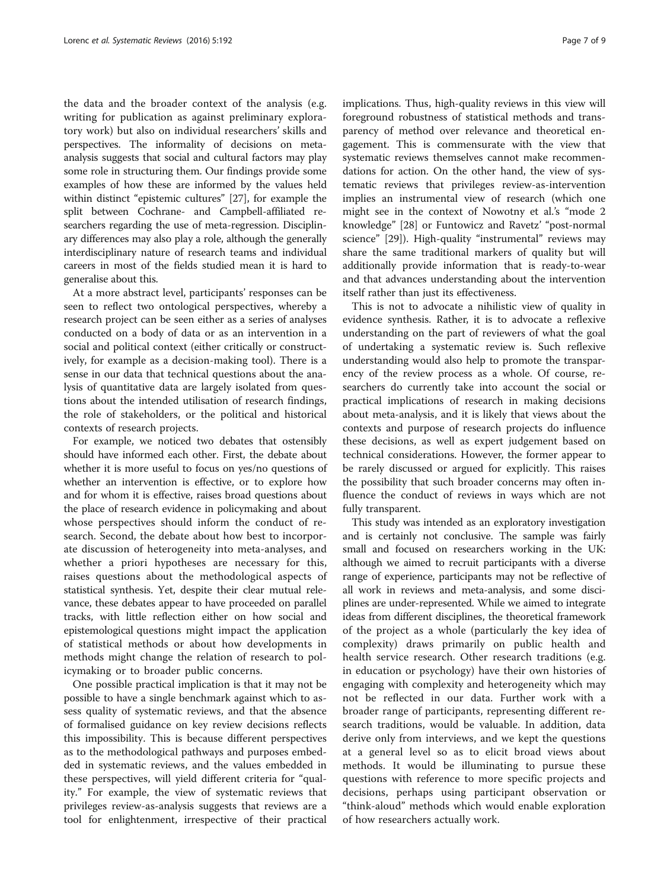the data and the broader context of the analysis (e.g. writing for publication as against preliminary exploratory work) but also on individual researchers' skills and perspectives. The informality of decisions on meta-analysis suggests that social and cultural factors may play some role in structuring them. Our findings provide some examples of how these are informed by the values held within distinct "epistemic cultures" [27], for example the split between Cochrane- and Campbell-affiliated researchers regarding the use of meta-regression. Disciplinary differences may also play a role, although the generally interdisciplinary nature of research teams and individual careers in most of the fields studied mean it is hard to generalise about this.

At a more abstract level, participants' responses can be seen to reflect two ontological perspectives, whereby a research project can be seen either as a series of analyses conducted on a body of data or as an intervention in a social and political context (either critically or constructively, for example as a decision-making tool). There is a sense in our data that technical questions about the analysis of quantitative data are largely isolated from questions about the intended utilisation of research findings, the role of stakeholders, or the political and historical contexts of research projects.

For example, we noticed two debates that ostensibly should have informed each other. First, the debate about whether it is more useful to focus on yes/no questions of whether an intervention is effective, or to explore how and for whom it is effective, raises broad questions about the place of research evidence in policymaking and about whose perspectives should inform the conduct of research. Second, the debate about how best to incorporate discussion of heterogeneity into meta-analyses, and whether a priori hypotheses are necessary for this, raises questions about the methodological aspects of statistical synthesis. Yet, despite their clear mutual relevance, these debates appear to have proceeded on parallel tracks, with little reflection either on how social and epistemological questions might impact the application of statistical methods or about how developments in methods might change the relation of research to policymaking or to broader public concerns.

One possible practical implication is that it may not be possible to have a single benchmark against which to assess quality of systematic reviews, and that the absence of formalised guidance on key review decisions reflects this impossibility. This is because different perspectives as to the methodological pathways and purposes embedded in systematic reviews, and the values embedded in these perspectives, will yield different criteria for "quality." For example, the view of systematic reviews that privileges review-as-analysis suggests that reviews are a tool for enlightenment, irrespective of their practical implications. Thus, high-quality reviews in this view will foreground robustness of statistical methods and transparency of method over relevance and theoretical engagement. This is commensurate with the view that systematic reviews themselves cannot make recommendations for action. On the other hand, the view of systematic reviews that privileges review-as-intervention implies an instrumental view of research (which one might see in the context of Nowotny et al.'s "mode 2 knowledge" [28] or Funtowicz and Ravetz' "post-normal science" [29]). High-quality "instrumental" reviews may share the same traditional markers of quality but will additionally provide information that is ready-to-wear and that advances understanding about the intervention itself rather than just its effectiveness.

This is not to advocate a nihilistic view of quality in evidence synthesis. Rather, it is to advocate a reflexive understanding on the part of reviewers of what the goal of undertaking a systematic review is. Such reflexive understanding would also help to promote the transparency of the review process as a whole. Of course, researchers do currently take into account the social or practical implications of research in making decisions about meta-analysis, and it is likely that views about the contexts and purpose of research projects do influence these decisions, as well as expert judgement based on technical considerations. However, the former appear to be rarely discussed or argued for explicitly. This raises the possibility that such broader concerns may often influence the conduct of reviews in ways which are not fully transparent.

This study was intended as an exploratory investigation and is certainly not conclusive. The sample was fairly small and focused on researchers working in the UK: although we aimed to recruit participants with a diverse range of experience, participants may not be reflective of all work in reviews and meta-analysis, and some disciplines are under-represented. While we aimed to integrate ideas from different disciplines, the theoretical framework of the project as a whole (particularly the key idea of complexity) draws primarily on public health and health service research. Other research traditions (e.g. in education or psychology) have their own histories of engaging with complexity and heterogeneity which may not be reflected in our data. Further work with a broader range of participants, representing different research traditions, would be valuable. In addition, data derive only from interviews, and we kept the questions at a general level so as to elicit broad views about methods. It would be illuminating to pursue these questions with reference to more specific projects and decisions, perhaps using participant observation or "think-aloud" methods which would enable exploration of how researchers actually work.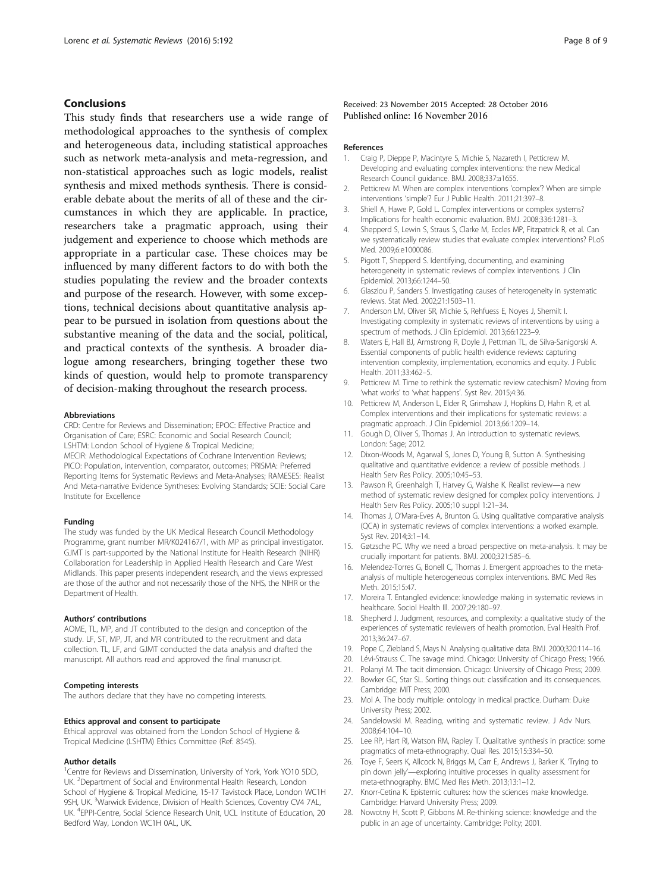## Conclusions

This study finds that researchers use a wide range of methodological approaches to the synthesis of complex and heterogeneous data, including statistical approaches such as network meta-analysis and meta-regression, and non-statistical approaches such as logic models, realist synthesis and mixed methods synthesis. There is considerable debate about the merits of all of these and the circumstances in which they are applicable. In practice, researchers take a pragmatic approach, using their judgement and experience to choose which methods are appropriate in a particular case. These choices may be influenced by many different factors to do with both the studies populating the review and the broader contexts and purpose of the research. However, with some exceptions, technical decisions about quantitative analysis appear to be pursued in isolation from questions about the substantive meaning of the data and the social, political, and practical contexts of the synthesis. A broader dialogue among researchers, bringing together these two kinds of question, would help to promote transparency of decision-making throughout the research process.

#### Abbreviations

CRD: Centre for Reviews and Dissemination; EPOC: Effective Practice and Organisation of Care; ESRC: Economic and Social Research Council; LSHTM: London School of Hygiene & Tropical Medicine; MECIR: Methodological Expectations of Cochrane Intervention Reviews; PICO: Population, intervention, comparator, outcomes; PRISMA: Preferred Reporting Items for Systematic Reviews and Meta-Analyses; RAMESES: Realist And Meta-narrative Evidence Syntheses: Evolving Standards; SCIE: Social Care Institute for Excellence

#### Funding

The study was funded by the UK Medical Research Council Methodology Programme, grant number MR/K024167/1, with MP as principal investigator. GJMT is part-supported by the National Institute for Health Research (NIHR) Collaboration for Leadership in Applied Health Research and Care West Midlands. This paper presents independent research, and the views expressed are those of the author and not necessarily those of the NHS, the NIHR or the Department of Health.

#### Authors' contributions

AOME, TL, MP, and JT contributed to the design and conception of the study. LF, ST, MP, JT, and MR contributed to the recruitment and data collection. TL, LF, and GJMT conducted the data analysis and drafted the manuscript. All authors read and approved the final manuscript.

#### Competing interests

The authors declare that they have no competing interests.

#### Ethics approval and consent to participate

Ethical approval was obtained from the London School of Hygiene & Tropical Medicine (LSHTM) Ethics Committee (Ref: 8545).

#### Author details

[1]Centre for Reviews and Dissemination, University of York, York YO10 5DD, UK. [2]Department of Social and Environmental Health Research, London School of Hygiene & Tropical Medicine, 15-17 Tavistock Place, London WC1H 9SH, UK. [3]Warwick Evidence, Division of Health Sciences, Coventry CV4 7AL, UK. [4]EPPI-Centre, Social Science Research Unit, UCL Institute of Education, 20 Bedford Way, London WC1H 0AL, UK.

Received: 23 November 2015 Accepted: 28 October 2016
Published online: 16 November 2016

#### References

1. Craig P, Dieppe P, Macintyre S, Michie S, Nazareth I, Petticrew M. Developing and evaluating complex interventions: the new Medical Research Council guidance. BMJ. 2008;337:a1655.
2. Petticrew M. When are complex interventions 'complex'? When are simple interventions 'simple'? Eur J Public Health. 2011;21:397–8.
3. Shiell A, Hawe P, Gold L. Complex interventions or complex systems? Implications for health economic evaluation. BMJ. 2008;336:1281–3.
4. Shepperd S, Lewin S, Straus S, Clarke M, Eccles MP, Fitzpatrick R, et al. Can we systematically review studies that evaluate complex interventions? PLoS Med. 2009;6:e1000086.
5. Pigott T, Shepperd S. Identifying, documenting, and examining heterogeneity in systematic reviews of complex interventions. J Clin Epidemiol. 2013;66:1244–50.
6. Glasziou P, Sanders S. Investigating causes of heterogeneity in systematic reviews. Stat Med. 2002;21:1503–11.
7. Anderson LM, Oliver SR, Michie S, Rehfuess E, Noyes J, Shemilt I. Investigating complexity in systematic reviews of interventions by using a spectrum of methods. J Clin Epidemiol. 2013;66:1223–9.
8. Waters E, Hall BJ, Armstrong R, Doyle J, Pettman TL, de Silva-Sanigorski A. Essential components of public health evidence reviews: capturing intervention complexity, implementation, economics and equity. J Public Health. 2011;33:462–5.
9. Petticrew M. Time to rethink the systematic review catechism? Moving from 'what works' to 'what happens'. Syst Rev. 2015;4:36.
10. Petticrew M, Anderson L, Elder R, Grimshaw J, Hopkins D, Hahn R, et al. Complex interventions and their implications for systematic reviews: a pragmatic approach. J Clin Epidemiol. 2013;66:1209–14.
11. Gough D, Oliver S, Thomas J. An introduction to systematic reviews. London: Sage; 2012.
12. Dixon-Woods M, Agarwal S, Jones D, Young B, Sutton A. Synthesising qualitative and quantitative evidence: a review of possible methods. J Health Serv Res Policy. 2005;10:45–53.
13. Pawson R, Greenhalgh T, Harvey G, Walshe K. Realist review—a new method of systematic review designed for complex policy interventions. J Health Serv Res Policy. 2005;10 suppl 1:21–34.
14. Thomas J, O'Mara-Eves A, Brunton G. Using qualitative comparative analysis (QCA) in systematic reviews of complex interventions: a worked example. Syst Rev. 2014;3:1–14.
15. Gøtzsche PC. Why we need a broad perspective on meta-analysis. It may be crucially important for patients. BMJ. 2000;321:585–6.
16. Melendez-Torres G, Bonell C, Thomas J. Emergent approaches to the meta-analysis of multiple heterogeneous complex interventions. BMC Med Res Meth. 2015;15:47.
17. Moreira T. Entangled evidence: knowledge making in systematic reviews in healthcare. Sociol Health Ill. 2007;29:180–97.
18. Shepherd J. Judgment, resources, and complexity: a qualitative study of the experiences of systematic reviewers of health promotion. Eval Health Prof. 2013;36:247–67.
19. Pope C, Ziebland S, Mays N. Analysing qualitative data. BMJ. 2000;320:114–16.
20. Lévi-Strauss C. The savage mind. Chicago: University of Chicago Press; 1966.
21. Polanyi M. The tacit dimension. Chicago: University of Chicago Press; 2009.
22. Bowker GC, Star SL. Sorting things out: classification and its consequences. Cambridge: MIT Press; 2000.
23. Mol A. The body multiple: ontology in medical practice. Durham: Duke University Press; 2002.
24. Sandelowski M. Reading, writing and systematic review. J Adv Nurs. 2008;64:104–10.
25. Lee RP, Hart RI, Watson RM, Rapley T. Qualitative synthesis in practice: some pragmatics of meta-ethnography. Qual Res. 2015;15:334–50.
26. Toye F, Seers K, Allcock N, Briggs M, Carr E, Andrews J, Barker K. 'Trying to pin down jelly'—exploring intuitive processes in quality assessment for meta-ethnography. BMC Med Res Meth. 2013;13:1–12.
27. Knorr-Cetina K. Epistemic cultures: how the sciences make knowledge. Cambridge: Harvard University Press; 2009.
28. Nowotny H, Scott P, Gibbons M. Re-thinking science: knowledge and the public in an age of uncertainty. Cambridge: Polity; 2001.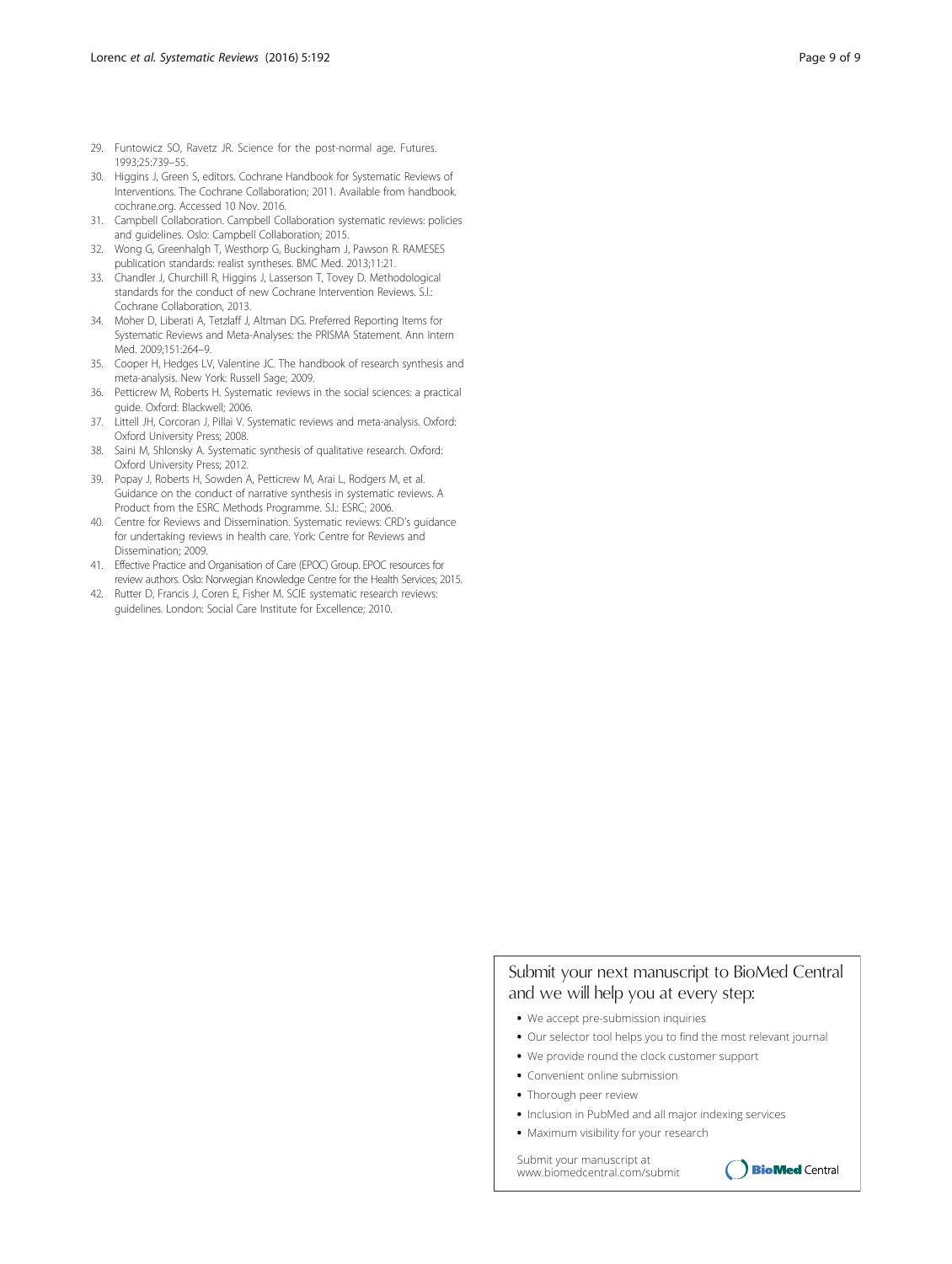29. Funtowicz SO, Ravetz JR. Science for the post-normal age. Futures. 1993;25:739–55.
30. Higgins J, Green S, editors. Cochrane Handbook for Systematic Reviews of Interventions. The Cochrane Collaboration; 2011. Available from handbook.cochrane.org. Accessed 10 Nov. 2016.
31. Campbell Collaboration. Campbell Collaboration systematic reviews: policies and guidelines. Oslo: Campbell Collaboration; 2015.
32. Wong G, Greenhalgh T, Westhorp G, Buckingham J, Pawson R. RAMESES publication standards: realist syntheses. BMC Med. 2013;11:21.
33. Chandler J, Churchill R, Higgins J, Lasserson T, Tovey D. Methodological standards for the conduct of new Cochrane Intervention Reviews. S.l.: Cochrane Collaboration, 2013.
34. Moher D, Liberati A, Tetzlaff J, Altman DG. Preferred Reporting Items for Systematic Reviews and Meta-Analyses: the PRISMA Statement. Ann Intern Med. 2009;151:264–9.
35. Cooper H, Hedges LV, Valentine JC. The handbook of research synthesis and meta-analysis. New York: Russell Sage; 2009.
36. Petticrew M, Roberts H. Systematic reviews in the social sciences: a practical guide. Oxford: Blackwell; 2006.
37. Littell JH, Corcoran J, Pillai V. Systematic reviews and meta-analysis. Oxford: Oxford University Press; 2008.
38. Saini M, Shlonsky A. Systematic synthesis of qualitative research. Oxford: Oxford University Press; 2012.
39. Popay J, Roberts H, Sowden A, Petticrew M, Arai L, Rodgers M, et al. Guidance on the conduct of narrative synthesis in systematic reviews. A Product from the ESRC Methods Programme. S.l.: ESRC; 2006.
40. Centre for Reviews and Dissemination. Systematic reviews: CRD's guidance for undertaking reviews in health care. York: Centre for Reviews and Dissemination; 2009.
41. Effective Practice and Organisation of Care (EPOC) Group. EPOC resources for review authors. Oslo: Norwegian Knowledge Centre for the Health Services; 2015.
42. Rutter D, Francis J, Coren E, Fisher M. SCIE systematic research reviews: guidelines. London: Social Care Institute for Excellence; 2010.

Submit your next manuscript to BioMed Central and we will help you at every step:

- We accept pre-submission inquiries
- Our selector tool helps you to find the most relevant journal
- We provide round the clock customer support
- Convenient online submission
- Thorough peer review
- Inclusion in PubMed and all major indexing services
- Maximum visibility for your research

Submit your manuscript at www.biomedcentral.com/submit

BioMed Central